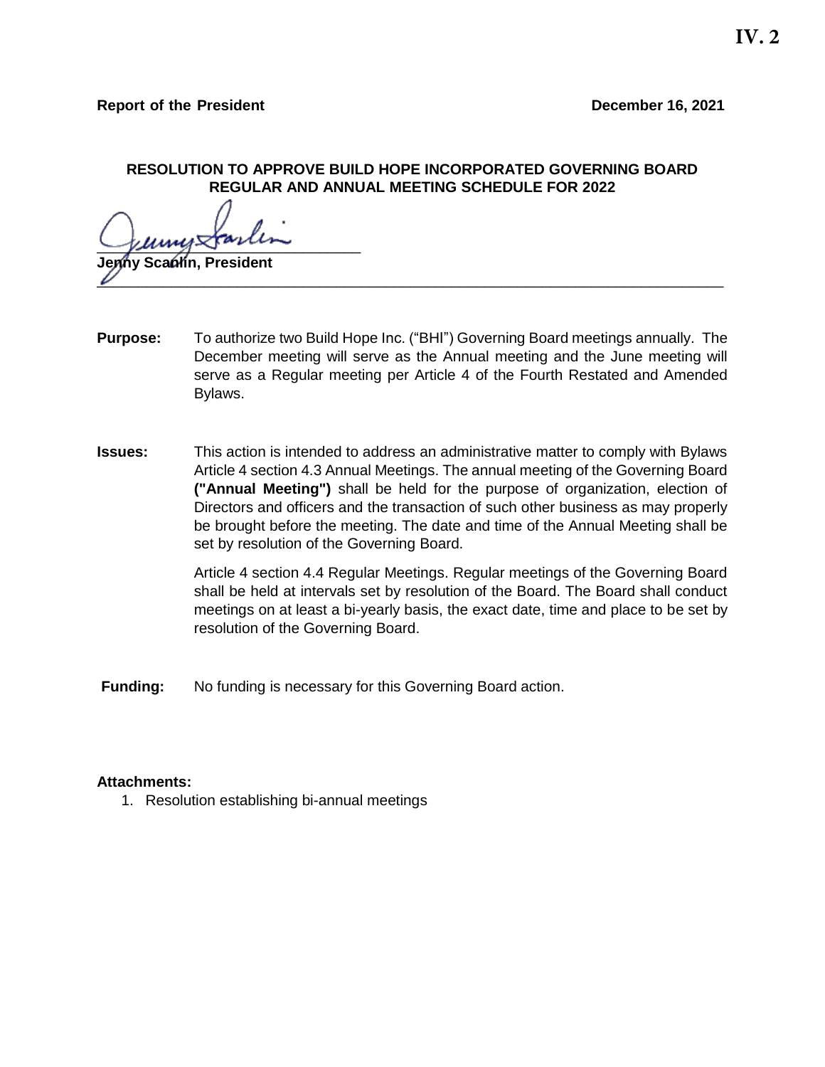IV. 2

**Report of the President** **December 16, 2021**

**RESOLUTION TO APPROVE BUILD HOPE INCORPORATED GOVERNING BOARD REGULAR AND ANNUAL MEETING SCHEDULE FOR 2022**

**Jenny Scanlin, President**

---

**Purpose:** To authorize two Build Hope Inc. ("BHI") Governing Board meetings annually. The December meeting will serve as the Annual meeting and the June meeting will serve as a Regular meeting per Article 4 of the Fourth Restated and Amended Bylaws.

**Issues:** This action is intended to address an administrative matter to comply with Bylaws Article 4 section 4.3 Annual Meetings. The annual meeting of the Governing Board **("Annual Meeting")** shall be held for the purpose of organization, election of Directors and officers and the transaction of such other business as may properly be brought before the meeting. The date and time of the Annual Meeting shall be set by resolution of the Governing Board.

Article 4 section 4.4 Regular Meetings. Regular meetings of the Governing Board shall be held at intervals set by resolution of the Board. The Board shall conduct meetings on at least a bi-yearly basis, the exact date, time and place to be set by resolution of the Governing Board.

**Funding:** No funding is necessary for this Governing Board action.

**Attachments:**

1. Resolution establishing bi-annual meetings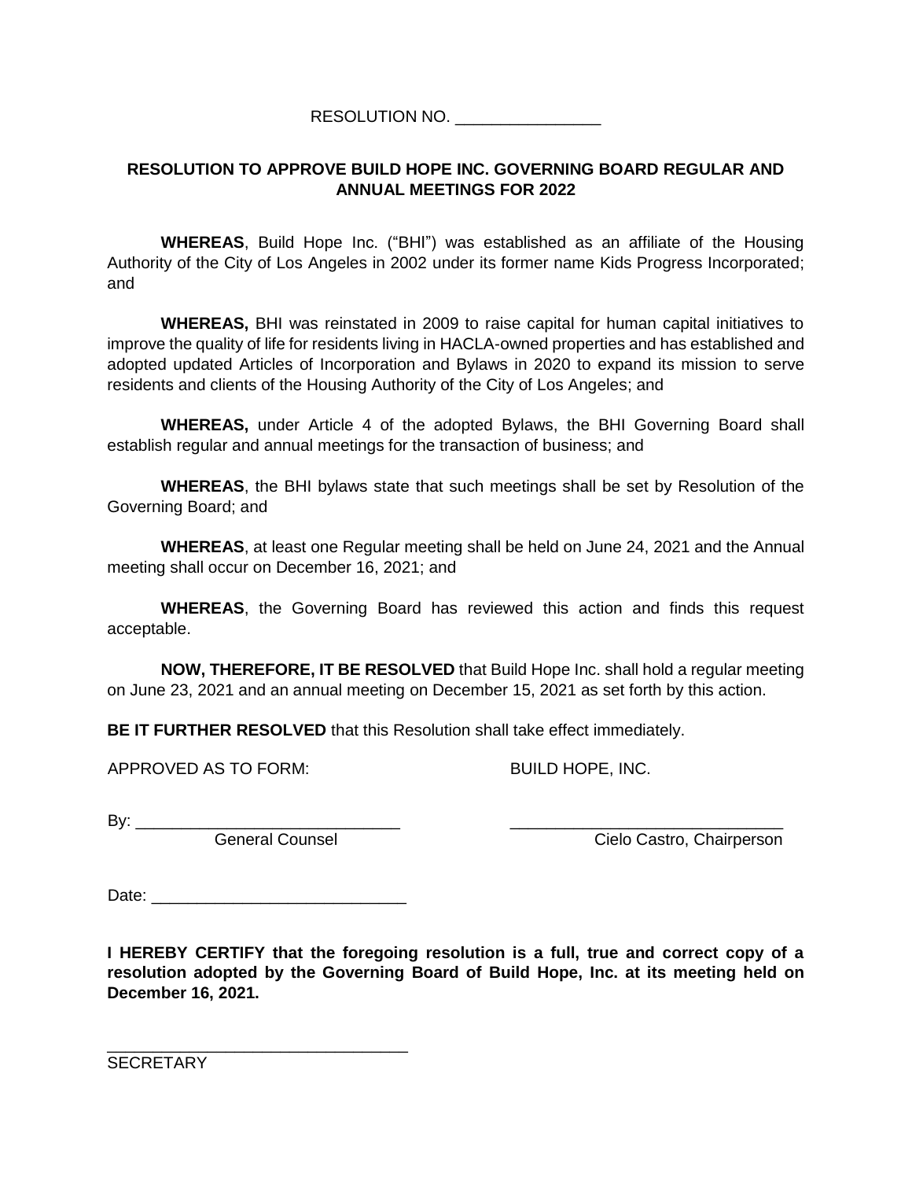RESOLUTION NO. ________________

**RESOLUTION TO APPROVE BUILD HOPE INC. GOVERNING BOARD REGULAR AND ANNUAL MEETINGS FOR 2022**

**WHEREAS**, Build Hope Inc. ("BHI") was established as an affiliate of the Housing Authority of the City of Los Angeles in 2002 under its former name Kids Progress Incorporated; and

**WHEREAS,** BHI was reinstated in 2009 to raise capital for human capital initiatives to improve the quality of life for residents living in HACLA-owned properties and has established and adopted updated Articles of Incorporation and Bylaws in 2020 to expand its mission to serve residents and clients of the Housing Authority of the City of Los Angeles; and

**WHEREAS,** under Article 4 of the adopted Bylaws, the BHI Governing Board shall establish regular and annual meetings for the transaction of business; and

**WHEREAS**, the BHI bylaws state that such meetings shall be set by Resolution of the Governing Board; and

**WHEREAS**, at least one Regular meeting shall be held on June 24, 2021 and the Annual meeting shall occur on December 16, 2021; and

**WHEREAS**, the Governing Board has reviewed this action and finds this request acceptable.

**NOW, THEREFORE, IT BE RESOLVED** that Build Hope Inc. shall hold a regular meeting on June 23, 2021 and an annual meeting on December 15, 2021 as set forth by this action.

**BE IT FURTHER RESOLVED** that this Resolution shall take effect immediately.

APPROVED AS TO FORM: BUILD HOPE, INC.

By: ______________________________
General Counsel

______________________________
Cielo Castro, Chairperson

Date: ____________________________

**I HEREBY CERTIFY that the foregoing resolution is a full, true and correct copy of a resolution adopted by the Governing Board of Build Hope, Inc. at its meeting held on December 16, 2021.**

__________________________________
SECRETARY